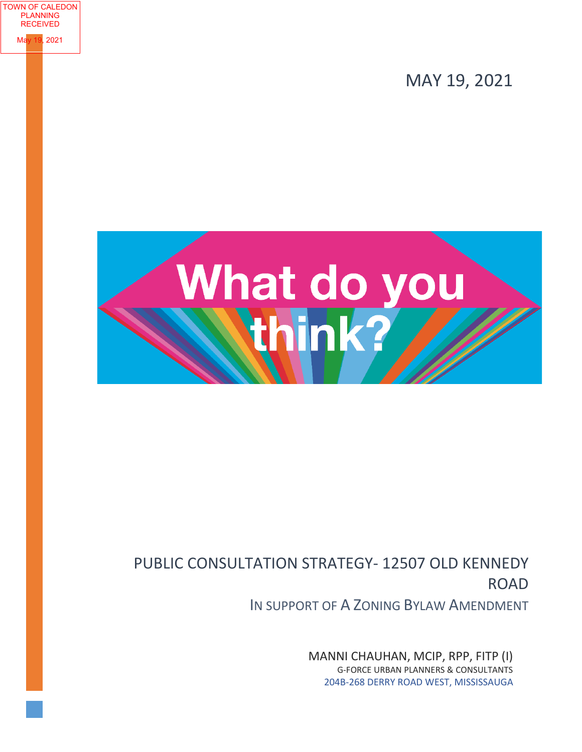TOWN OF CALEDON PLANNING RECEIVED

May 19, 2021

MAY 19, 2021

What do you think?

# PUBLIC CONSULTATION STRATEGY- 12507 OLD KENNEDY ROAD

## IN SUPPORT OF A ZONING BYLAW AMENDMENT

MANNI CHAUHAN, MCIP, RPP, FITP (I)

G-FORCE URBAN PLANNERS & CONSULTANTS

204B-268 DERRY ROAD WEST, MISSISSAUGA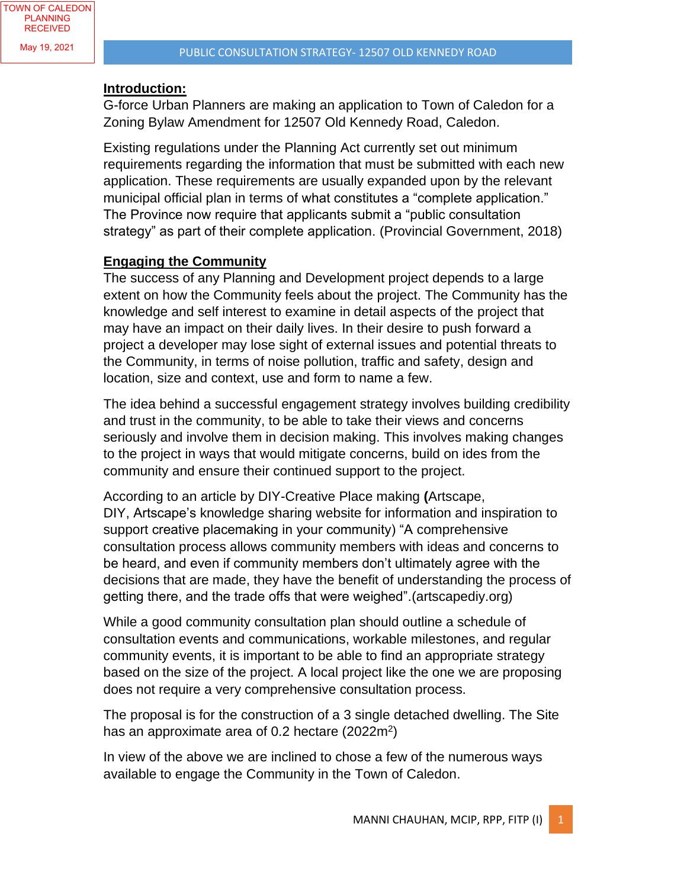TOWN OF CALEDON PLANNING RECEIVED

May 19, 2021

**Introduction:**

G-force Urban Planners are making an application to Town of Caledon for a Zoning Bylaw Amendment for 12507 Old Kennedy Road, Caledon.

Existing regulations under the Planning Act currently set out minimum requirements regarding the information that must be submitted with each new application. These requirements are usually expanded upon by the relevant municipal official plan in terms of what constitutes a "complete application." The Province now require that applicants submit a "public consultation strategy" as part of their complete application. (Provincial Government, 2018)

**Engaging the Community**

The success of any Planning and Development project depends to a large extent on how the Community feels about the project. The Community has the knowledge and self interest to examine in detail aspects of the project that may have an impact on their daily lives. In their desire to push forward a project a developer may lose sight of external issues and potential threats to the Community, in terms of noise pollution, traffic and safety, design and location, size and context, use and form to name a few.

The idea behind a successful engagement strategy involves building credibility and trust in the community, to be able to take their views and concerns seriously and involve them in decision making. This involves making changes to the project in ways that would mitigate concerns, build on ides from the community and ensure their continued support to the project.

According to an article by DIY-Creative Place making **(**Artscape, DIY, Artscape's knowledge sharing website for information and inspiration to support creative placemaking in your community) "A comprehensive consultation process allows community members with ideas and concerns to be heard, and even if community members don't ultimately agree with the decisions that are made, they have the benefit of understanding the process of getting there, and the trade offs that were weighed".(artscapediy.org)

While a good community consultation plan should outline a schedule of consultation events and communications, workable milestones, and regular community events, it is important to be able to find an appropriate strategy based on the size of the project. A local project like the one we are proposing does not require a very comprehensive consultation process.

The proposal is for the construction of a 3 single detached dwelling. The Site has an approximate area of 0.2 hectare (2022m$^2$)

In view of the above we are inclined to chose a few of the numerous ways available to engage the Community in the Town of Caledon.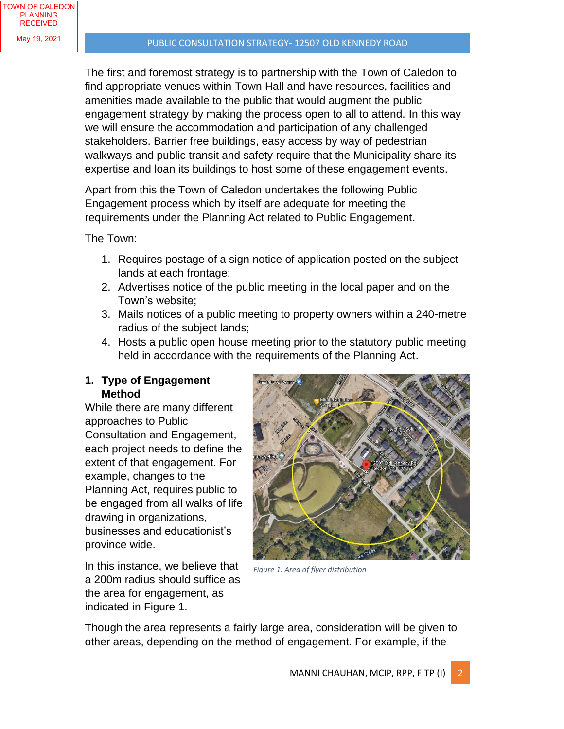The first and foremost strategy is to partnership with the Town of Caledon to find appropriate venues within Town Hall and have resources, facilities and amenities made available to the public that would augment the public engagement strategy by making the process open to all to attend. In this way we will ensure the accommodation and participation of any challenged stakeholders. Barrier free buildings, easy access by way of pedestrian walkways and public transit and safety require that the Municipality share its expertise and loan its buildings to host some of these engagement events.

Apart from this the Town of Caledon undertakes the following Public Engagement process which by itself are adequate for meeting the requirements under the Planning Act related to Public Engagement.

The Town:

1. Requires postage of a sign notice of application posted on the subject lands at each frontage;
2. Advertises notice of the public meeting in the local paper and on the Town's website;
3. Mails notices of a public meeting to property owners within a 240-metre radius of the subject lands;
4. Hosts a public open house meeting prior to the statutory public meeting held in accordance with the requirements of the Planning Act.

## 1. Type of Engagement Method

While there are many different approaches to Public Consultation and Engagement, each project needs to define the extent of that engagement. For example, changes to the Planning Act, requires public to be engaged from all walks of life drawing in organizations, businesses and educationist's province wide.

In this instance, we believe that a 200m radius should suffice as the area for engagement, as indicated in Figure 1.

*Figure 1: Area of flyer distribution*

Though the area represents a fairly large area, consideration will be given to other areas, depending on the method of engagement. For example, if the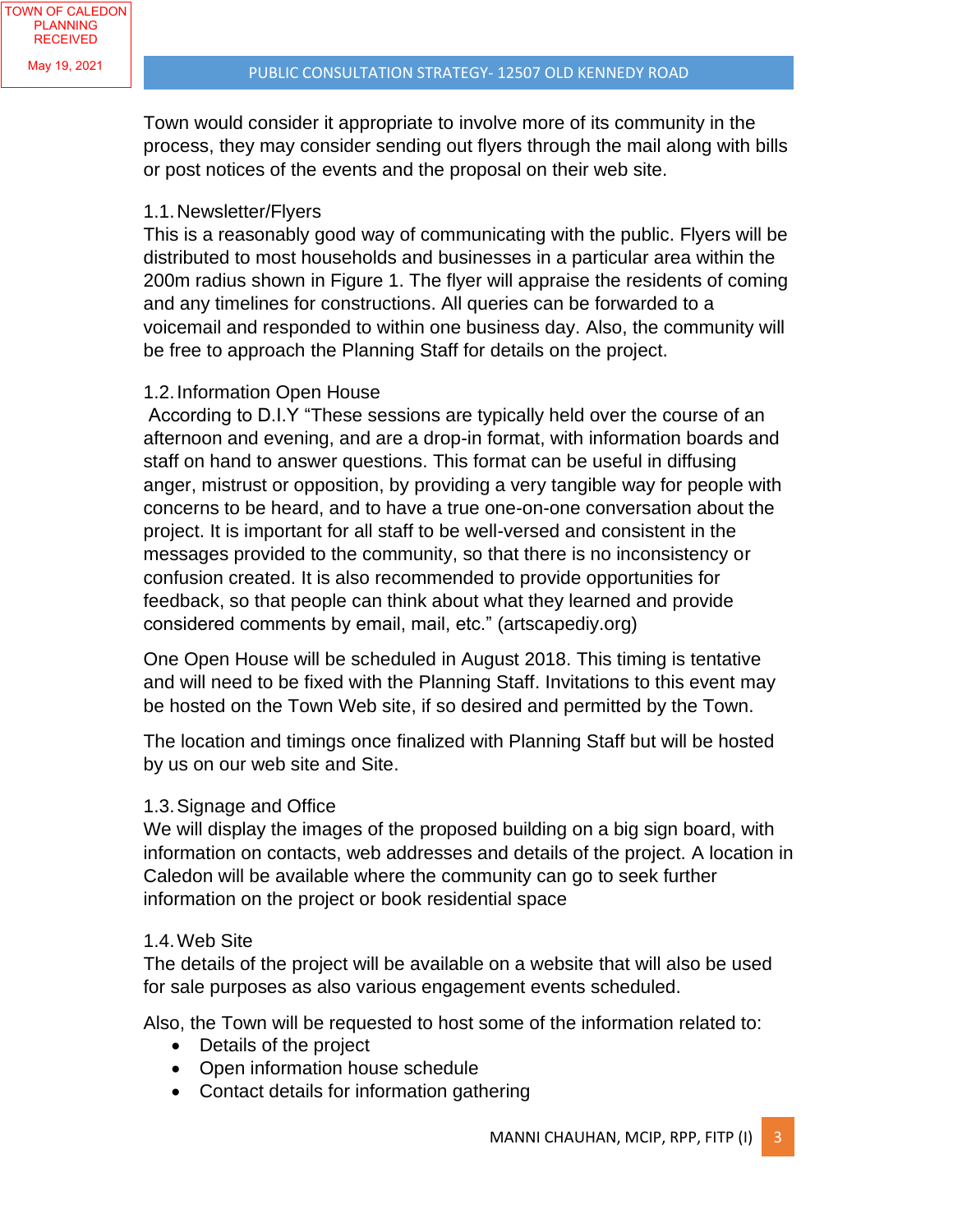Town would consider it appropriate to involve more of its community in the process, they may consider sending out flyers through the mail along with bills or post notices of the events and the proposal on their web site.

### 1.1. Newsletter/Flyers

This is a reasonably good way of communicating with the public. Flyers will be distributed to most households and businesses in a particular area within the 200m radius shown in Figure 1. The flyer will appraise the residents of coming and any timelines for constructions. All queries can be forwarded to a voicemail and responded to within one business day. Also, the community will be free to approach the Planning Staff for details on the project.

### 1.2. Information Open House

According to D.I.Y "These sessions are typically held over the course of an afternoon and evening, and are a drop-in format, with information boards and staff on hand to answer questions. This format can be useful in diffusing anger, mistrust or opposition, by providing a very tangible way for people with concerns to be heard, and to have a true one-on-one conversation about the project. It is important for all staff to be well-versed and consistent in the messages provided to the community, so that there is no inconsistency or confusion created. It is also recommended to provide opportunities for feedback, so that people can think about what they learned and provide considered comments by email, mail, etc." (artscapediy.org)

One Open House will be scheduled in August 2018. This timing is tentative and will need to be fixed with the Planning Staff. Invitations to this event may be hosted on the Town Web site, if so desired and permitted by the Town.

The location and timings once finalized with Planning Staff but will be hosted by us on our web site and Site.

### 1.3. Signage and Office

We will display the images of the proposed building on a big sign board, with information on contacts, web addresses and details of the project. A location in Caledon will be available where the community can go to seek further information on the project or book residential space

### 1.4. Web Site

The details of the project will be available on a website that will also be used for sale purposes as also various engagement events scheduled.

Also, the Town will be requested to host some of the information related to:

- Details of the project
- Open information house schedule
- Contact details for information gathering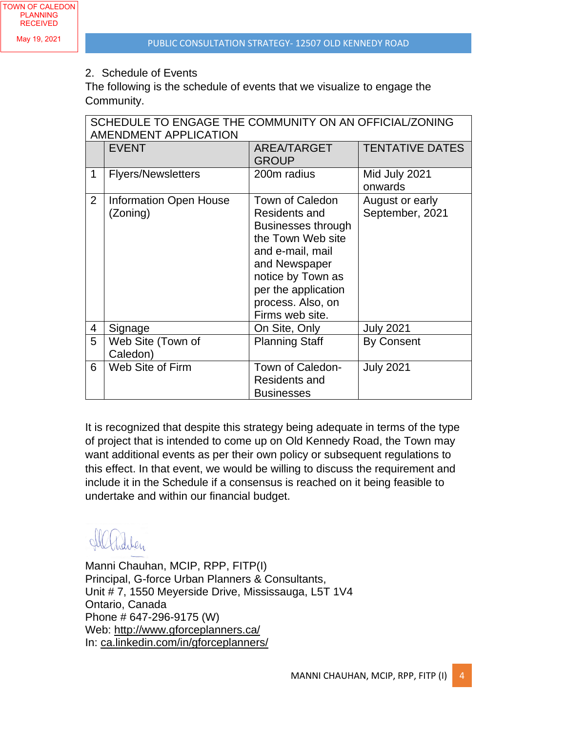## 2. Schedule of Events

The following is the schedule of events that we visualize to engage the Community.

| SCHEDULE TO ENGAGE THE COMMUNITY ON AN OFFICIAL/ZONING AMENDMENT APPLICATION | | | |
|---|---|---|---|
| | EVENT | AREA/TARGET GROUP | TENTATIVE DATES |
| 1 | Flyers/Newsletters | 200m radius | Mid July 2021 onwards |
| 2 | Information Open House (Zoning) | Town of Caledon Residents and Businesses through the Town Web site and e-mail, mail and Newspaper notice by Town as per the application process. Also, on Firms web site. | August or early September, 2021 |
| 4 | Signage | On Site, Only | July 2021 |
| 5 | Web Site (Town of Caledon) | Planning Staff | By Consent |
| 6 | Web Site of Firm | Town of Caledon- Residents and Businesses | July 2021 |

It is recognized that despite this strategy being adequate in terms of the type of project that is intended to come up on Old Kennedy Road, the Town may want additional events as per their own policy or subsequent regulations to this effect. In that event, we would be willing to discuss the requirement and include it in the Schedule if a consensus is reached on it being feasible to undertake and within our financial budget.

Manni Chauhan, MCIP, RPP, FITP(I)
Principal, G-force Urban Planners & Consultants,
Unit # 7, 1550 Meyerside Drive, Mississauga, L5T 1V4
Ontario, Canada
Phone # 647-296-9175 (W)
Web: http://www.gforceplanners.ca/
In: ca.linkedin.com/in/gforceplanners/